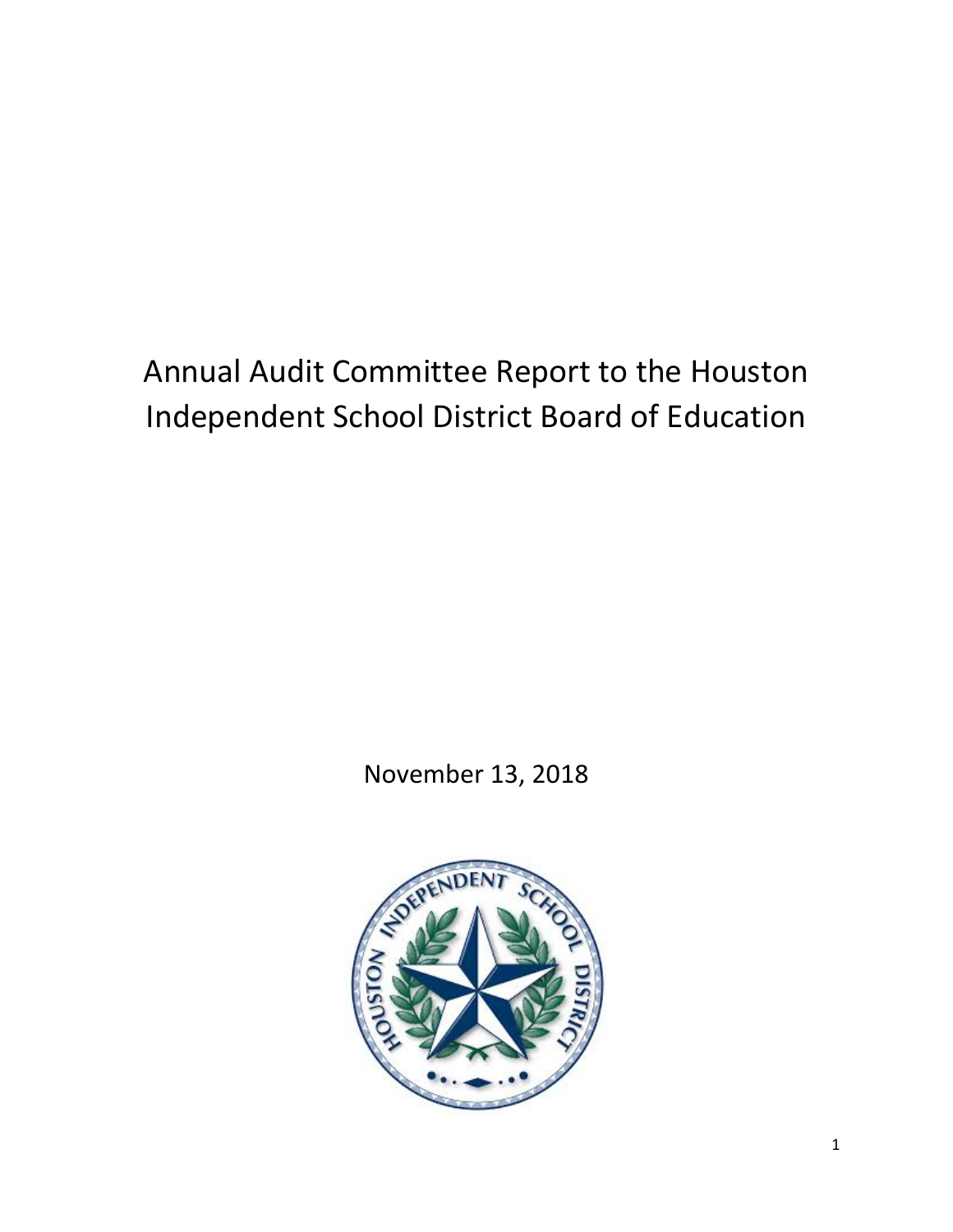# Annual Audit Committee Report to the Houston Independent School District Board of Education

November 13, 2018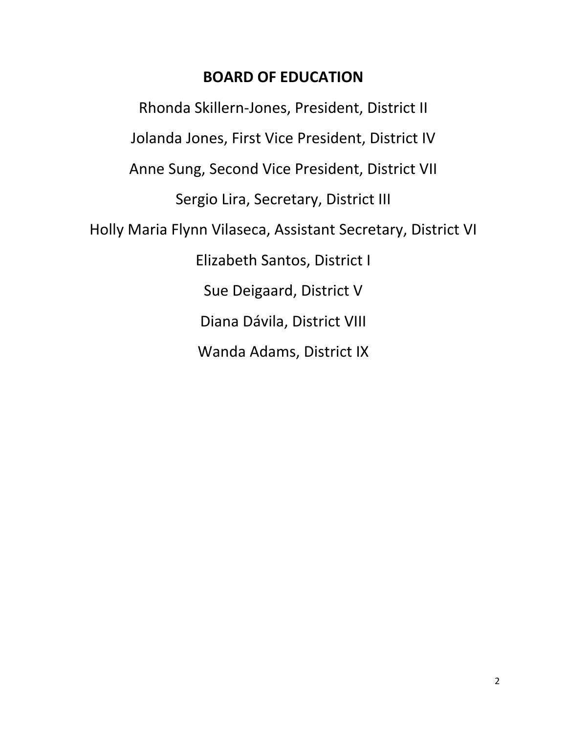## BOARD OF EDUCATION

Rhonda Skillern-Jones, President, District II

Jolanda Jones, First Vice President, District IV

Anne Sung, Second Vice President, District VII

Sergio Lira, Secretary, District III

Holly Maria Flynn Vilaseca, Assistant Secretary, District VI

Elizabeth Santos, District I

Sue Deigaard, District V

Diana Dávila, District VIII

Wanda Adams, District IX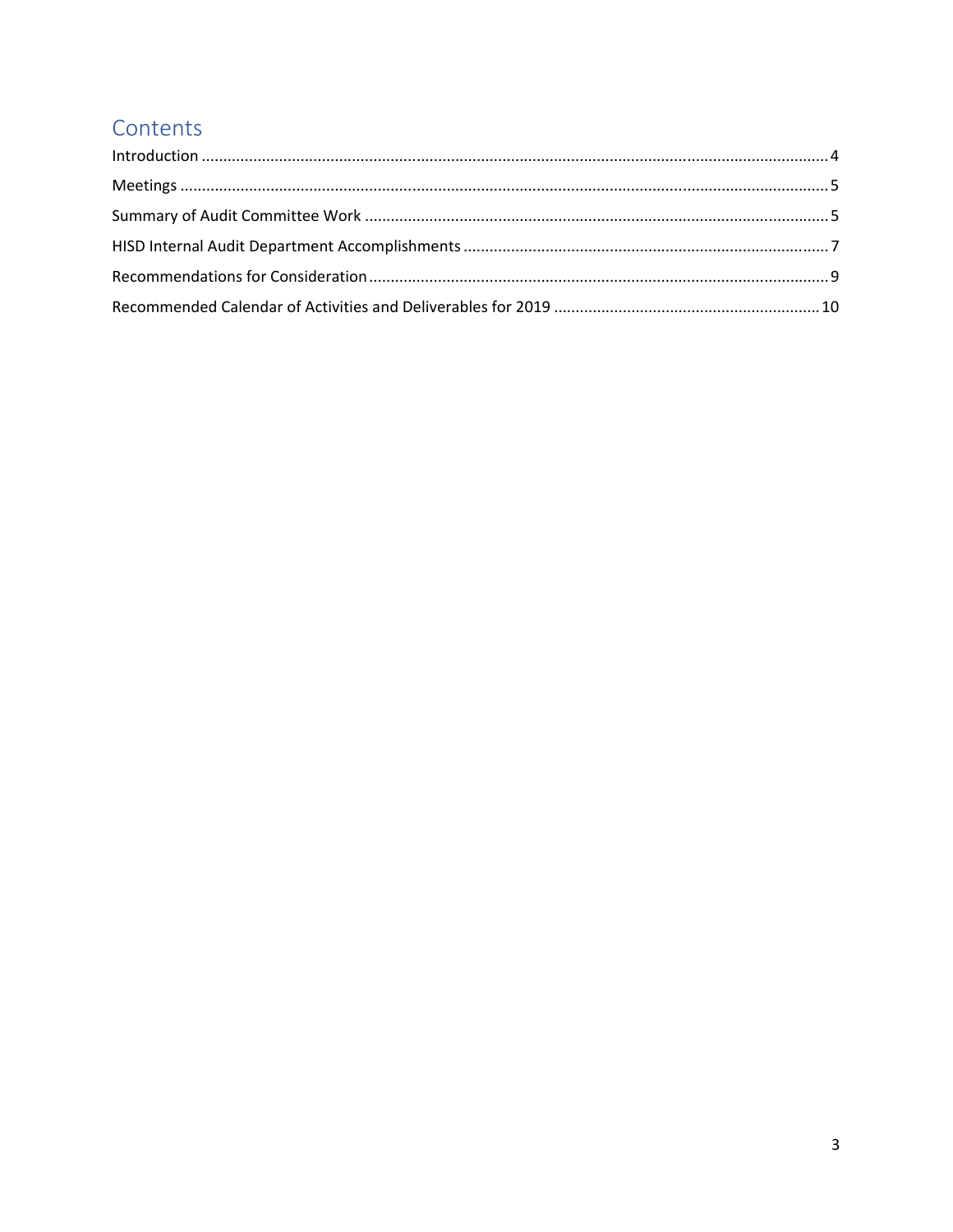## Contents

Introduction ........................................................................................................................................ 4

Meetings ............................................................................................................................................. 5

Summary of Audit Committee Work .................................................................................................. 5

HISD Internal Audit Department Accomplishments ........................................................................... 7

Recommendations for Consideration ................................................................................................. 9

Recommended Calendar of Activities and Deliverables for 2019 ...................................................... 10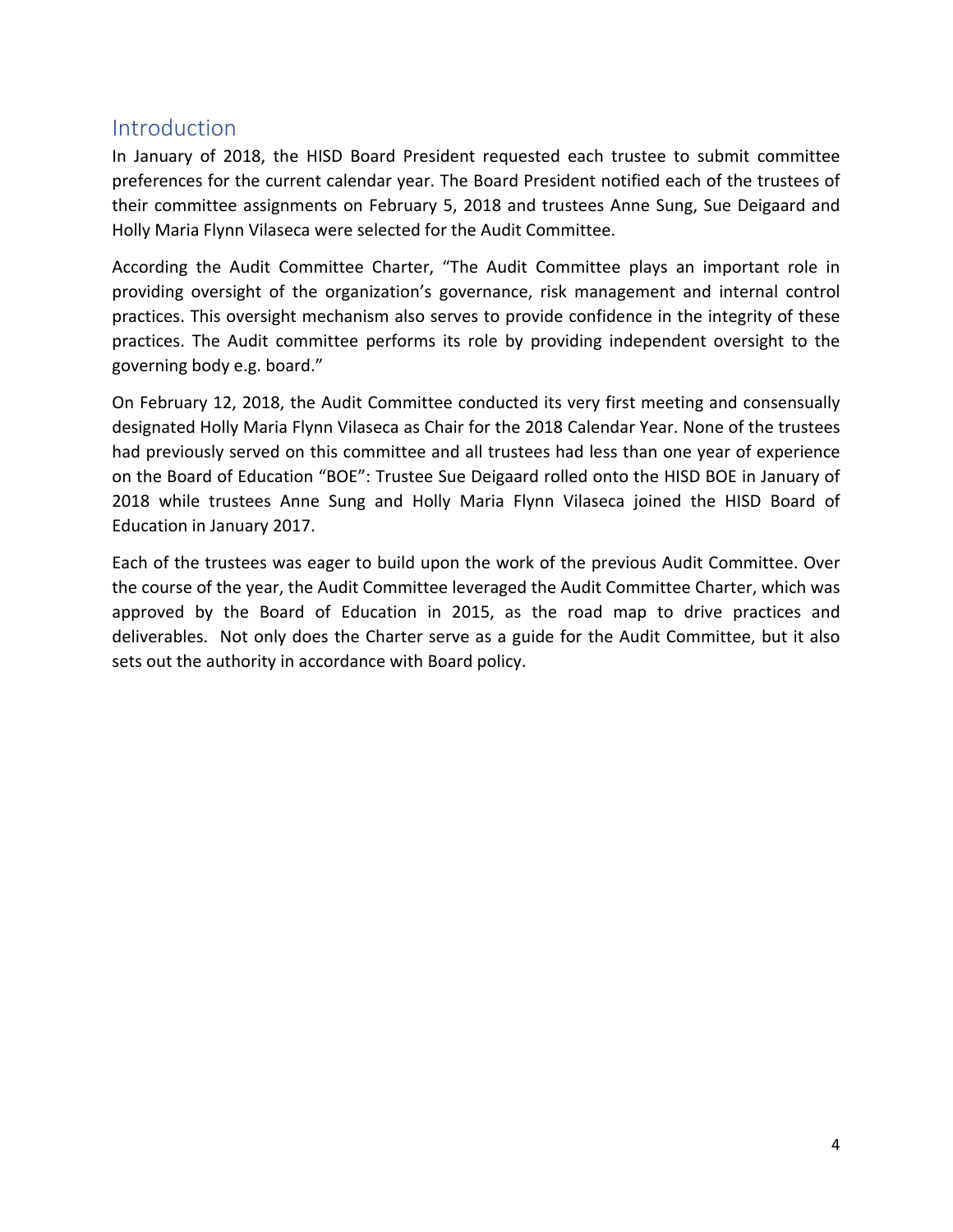## Introduction

In January of 2018, the HISD Board President requested each trustee to submit committee preferences for the current calendar year. The Board President notified each of the trustees of their committee assignments on February 5, 2018 and trustees Anne Sung, Sue Deigaard and Holly Maria Flynn Vilaseca were selected for the Audit Committee.

According the Audit Committee Charter, "The Audit Committee plays an important role in providing oversight of the organization's governance, risk management and internal control practices. This oversight mechanism also serves to provide confidence in the integrity of these practices. The Audit committee performs its role by providing independent oversight to the governing body e.g. board."

On February 12, 2018, the Audit Committee conducted its very first meeting and consensually designated Holly Maria Flynn Vilaseca as Chair for the 2018 Calendar Year. None of the trustees had previously served on this committee and all trustees had less than one year of experience on the Board of Education "BOE": Trustee Sue Deigaard rolled onto the HISD BOE in January of 2018 while trustees Anne Sung and Holly Maria Flynn Vilaseca joined the HISD Board of Education in January 2017.

Each of the trustees was eager to build upon the work of the previous Audit Committee. Over the course of the year, the Audit Committee leveraged the Audit Committee Charter, which was approved by the Board of Education in 2015, as the road map to drive practices and deliverables. Not only does the Charter serve as a guide for the Audit Committee, but it also sets out the authority in accordance with Board policy.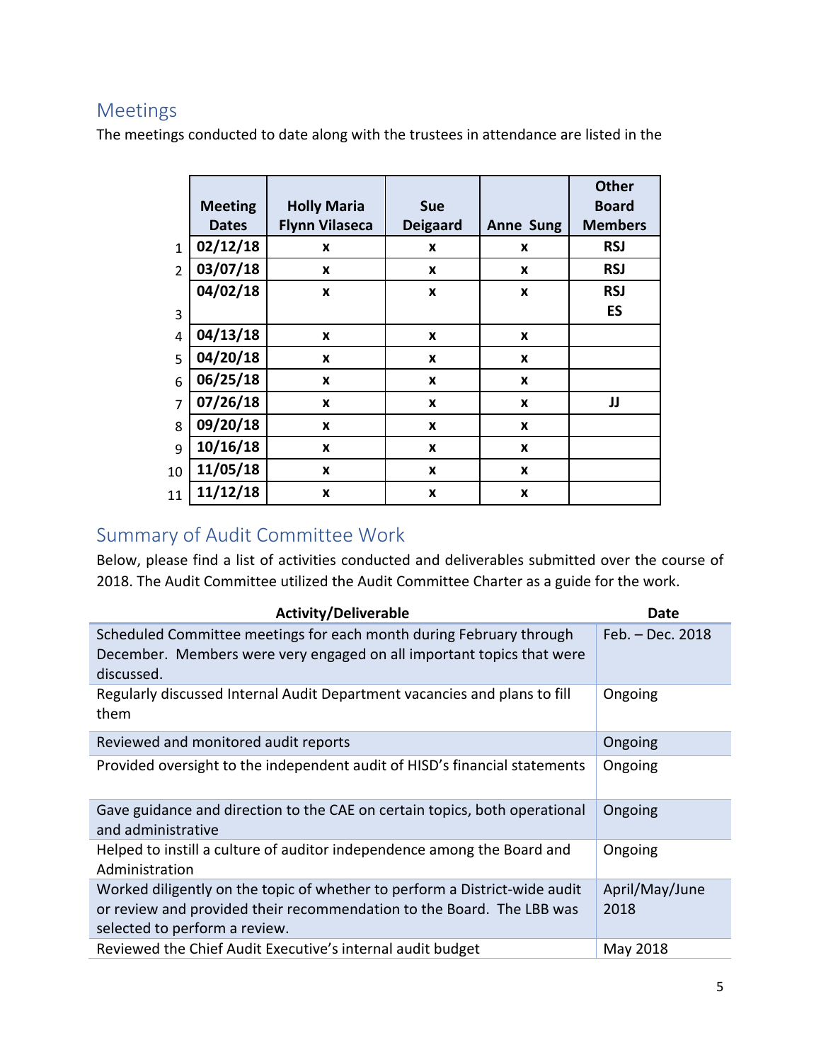## Meetings

The meetings conducted to date along with the trustees in attendance are listed in the

| | Meeting Dates | Holly Maria Flynn Vilaseca | Sue Deigaard | Anne Sung | Other Board Members |
|---|---|---|---|---|---|
| 1 | 02/12/18 | x | x | x | RSJ |
| 2 | 03/07/18 | x | x | x | RSJ |
| 3 | 04/02/18 | x | x | x | RSJ ES |
| 4 | 04/13/18 | x | x | x | |
| 5 | 04/20/18 | x | x | x | |
| 6 | 06/25/18 | x | x | x | |
| 7 | 07/26/18 | x | x | x | JJ |
| 8 | 09/20/18 | x | x | x | |
| 9 | 10/16/18 | x | x | x | |
| 10 | 11/05/18 | x | x | x | |
| 11 | 11/12/18 | x | x | x | |

## Summary of Audit Committee Work

Below, please find a list of activities conducted and deliverables submitted over the course of 2018. The Audit Committee utilized the Audit Committee Charter as a guide for the work.

| Activity/Deliverable | Date |
|---|---|
| Scheduled Committee meetings for each month during February through December. Members were very engaged on all important topics that were discussed. | Feb. – Dec. 2018 |
| Regularly discussed Internal Audit Department vacancies and plans to fill them | Ongoing |
| Reviewed and monitored audit reports | Ongoing |
| Provided oversight to the independent audit of HISD's financial statements | Ongoing |
| Gave guidance and direction to the CAE on certain topics, both operational and administrative | Ongoing |
| Helped to instill a culture of auditor independence among the Board and Administration | Ongoing |
| Worked diligently on the topic of whether to perform a District-wide audit or review and provided their recommendation to the Board. The LBB was selected to perform a review. | April/May/June 2018 |
| Reviewed the Chief Audit Executive's internal audit budget | May 2018 |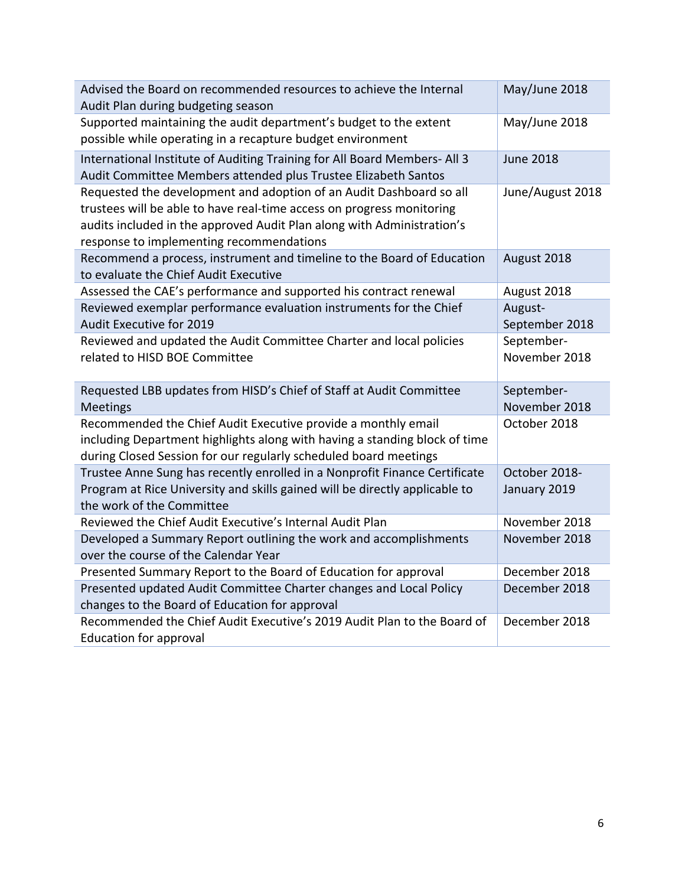| | |
|---|---|
| Advised the Board on recommended resources to achieve the Internal Audit Plan during budgeting season | May/June 2018 |
| Supported maintaining the audit department's budget to the extent possible while operating in a recapture budget environment | May/June 2018 |
| International Institute of Auditing Training for All Board Members- All 3 Audit Committee Members attended plus Trustee Elizabeth Santos | June 2018 |
| Requested the development and adoption of an Audit Dashboard so all trustees will be able to have real-time access on progress monitoring audits included in the approved Audit Plan along with Administration's response to implementing recommendations | June/August 2018 |
| Recommend a process, instrument and timeline to the Board of Education to evaluate the Chief Audit Executive | August 2018 |
| Assessed the CAE's performance and supported his contract renewal | August 2018 |
| Reviewed exemplar performance evaluation instruments for the Chief Audit Executive for 2019 | August-September 2018 |
| Reviewed and updated the Audit Committee Charter and local policies related to HISD BOE Committee | September-November 2018 |
| Requested LBB updates from HISD's Chief of Staff at Audit Committee Meetings | September-November 2018 |
| Recommended the Chief Audit Executive provide a monthly email including Department highlights along with having a standing block of time during Closed Session for our regularly scheduled board meetings | October 2018 |
| Trustee Anne Sung has recently enrolled in a Nonprofit Finance Certificate Program at Rice University and skills gained will be directly applicable to the work of the Committee | October 2018-January 2019 |
| Reviewed the Chief Audit Executive's Internal Audit Plan | November 2018 |
| Developed a Summary Report outlining the work and accomplishments over the course of the Calendar Year | November 2018 |
| Presented Summary Report to the Board of Education for approval | December 2018 |
| Presented updated Audit Committee Charter changes and Local Policy changes to the Board of Education for approval | December 2018 |
| Recommended the Chief Audit Executive's 2019 Audit Plan to the Board of Education for approval | December 2018 |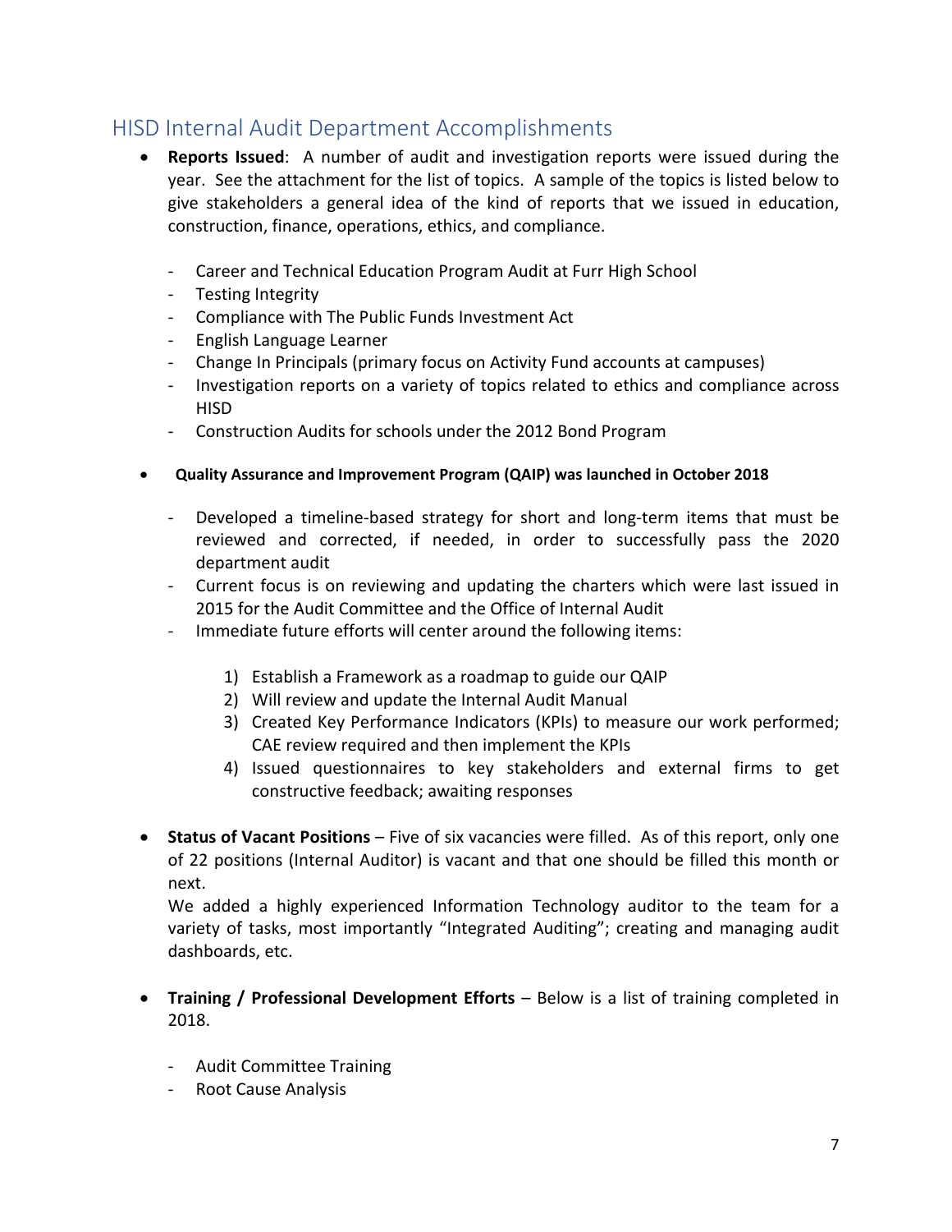## HISD Internal Audit Department Accomplishments

- **Reports Issued**: A number of audit and investigation reports were issued during the year. See the attachment for the list of topics. A sample of the topics is listed below to give stakeholders a general idea of the kind of reports that we issued in education, construction, finance, operations, ethics, and compliance.

  - Career and Technical Education Program Audit at Furr High School
  - Testing Integrity
  - Compliance with The Public Funds Investment Act
  - English Language Learner
  - Change In Principals (primary focus on Activity Fund accounts at campuses)
  - Investigation reports on a variety of topics related to ethics and compliance across HISD
  - Construction Audits for schools under the 2012 Bond Program

- **Quality Assurance and Improvement Program (QAIP) was launched in October 2018**

  - Developed a timeline-based strategy for short and long-term items that must be reviewed and corrected, if needed, in order to successfully pass the 2020 department audit
  - Current focus is on reviewing and updating the charters which were last issued in 2015 for the Audit Committee and the Office of Internal Audit
  - Immediate future efforts will center around the following items:

    1) Establish a Framework as a roadmap to guide our QAIP
    2) Will review and update the Internal Audit Manual
    3) Created Key Performance Indicators (KPIs) to measure our work performed; CAE review required and then implement the KPIs
    4) Issued questionnaires to key stakeholders and external firms to get constructive feedback; awaiting responses

- **Status of Vacant Positions** – Five of six vacancies were filled. As of this report, only one of 22 positions (Internal Auditor) is vacant and that one should be filled this month or next.
  We added a highly experienced Information Technology auditor to the team for a variety of tasks, most importantly "Integrated Auditing"; creating and managing audit dashboards, etc.

- **Training / Professional Development Efforts** – Below is a list of training completed in 2018.

  - Audit Committee Training
  - Root Cause Analysis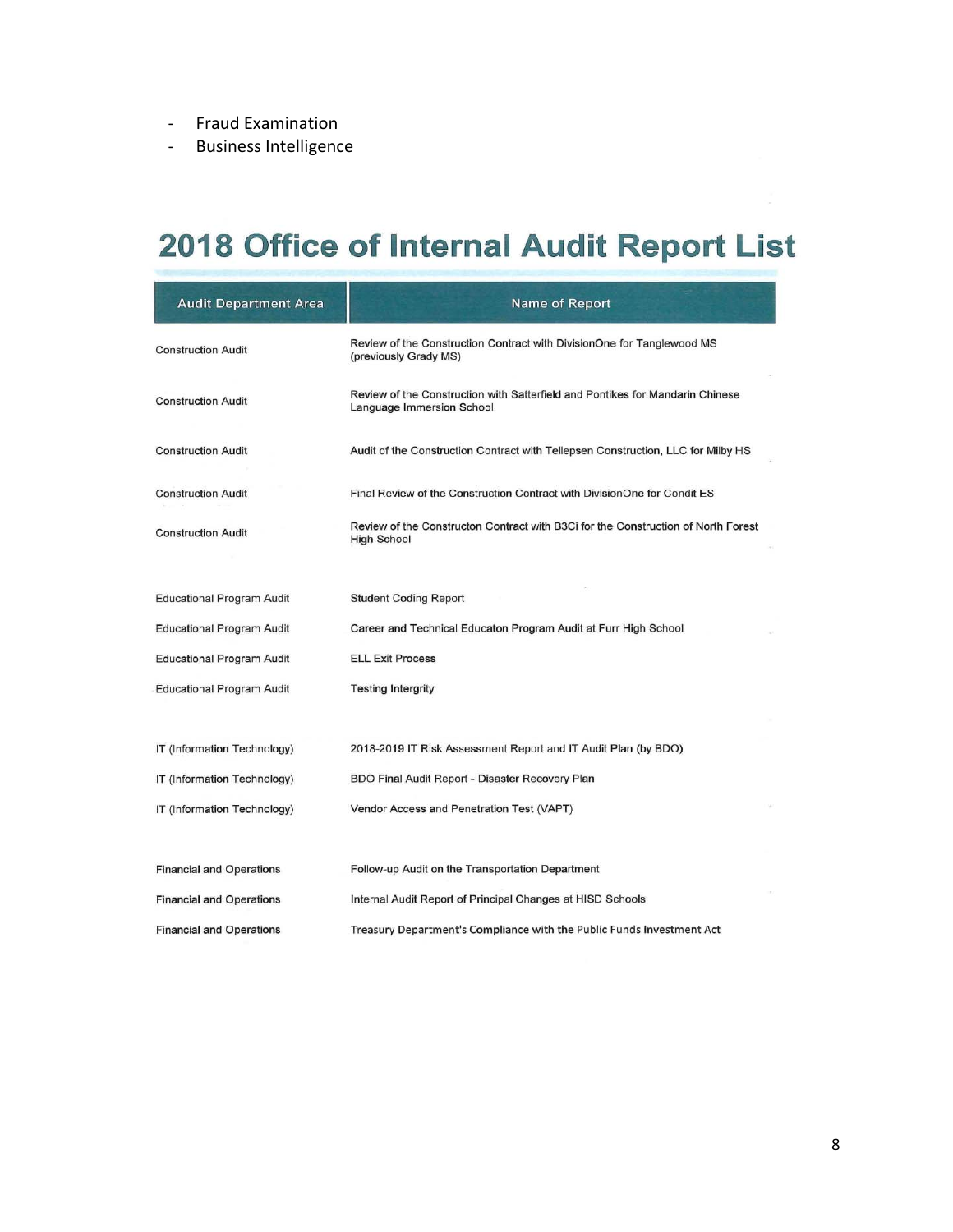- Fraud Examination
- Business Intelligence

# 2018 Office of Internal Audit Report List

| Audit Department Area | Name of Report |
|---|---|
| Construction Audit | Review of the Construction Contract with DivisionOne for Tanglewood MS (previously Grady MS) |
| Construction Audit | Review of the Construction with Satterfield and Pontikes for Mandarin Chinese Language Immersion School |
| Construction Audit | Audit of the Construction Contract with Tellepsen Construction, LLC for Milby HS |
| Construction Audit | Final Review of the Construction Contract with DivisionOne for Condit ES |
| Construction Audit | Review of the Constructon Contract with B3Ci for the Construction of North Forest High School |
| Educational Program Audit | Student Coding Report |
| Educational Program Audit | Career and Technical Educaton Program Audit at Furr High School |
| Educational Program Audit | ELL Exit Process |
| Educational Program Audit | Testing Intergrity |
| IT (Information Technology) | 2018-2019 IT Risk Assessment Report and IT Audit Plan (by BDO) |
| IT (Information Technology) | BDO Final Audit Report - Disaster Recovery Plan |
| IT (Information Technology) | Vendor Access and Penetration Test (VAPT) |
| Financial and Operations | Follow-up Audit on the Transportation Department |
| Financial and Operations | Internal Audit Report of Principal Changes at HISD Schools |
| Financial and Operations | Treasury Department's Compliance with the Public Funds Investment Act |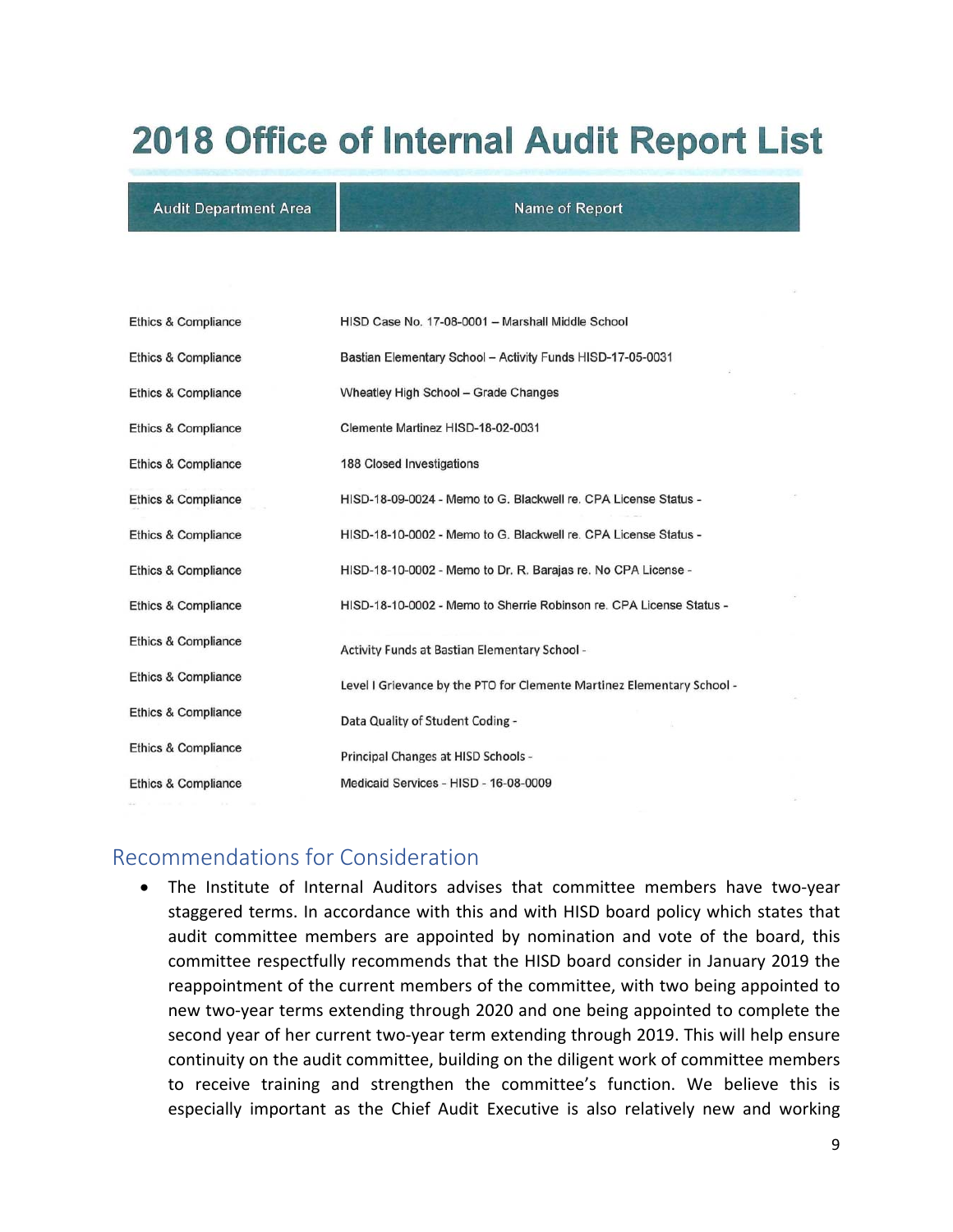# 2018 Office of Internal Audit Report List

| Audit Department Area | Name of Report |
|---|---|
| Ethics & Compliance | HISD Case No. 17-08-0001 – Marshall Middle School |
| Ethics & Compliance | Bastian Elementary School – Activity Funds HISD-17-05-0031 |
| Ethics & Compliance | Wheatley High School – Grade Changes |
| Ethics & Compliance | Clemente Martinez HISD-18-02-0031 |
| Ethics & Compliance | 188 Closed Investigations |
| Ethics & Compliance | HISD-18-09-0024 - Memo to G. Blackwell re. CPA License Status - |
| Ethics & Compliance | HISD-18-10-0002 - Memo to G. Blackwell re. CPA License Status - |
| Ethics & Compliance | HISD-18-10-0002 - Memo to Dr. R. Barajas re. No CPA License - |
| Ethics & Compliance | HISD-18-10-0002 - Memo to Sherrie Robinson re. CPA License Status - |
| Ethics & Compliance | Activity Funds at Bastian Elementary School - |
| Ethics & Compliance | Level I Grievance by the PTO for Clemente Martinez Elementary School - |
| Ethics & Compliance | Data Quality of Student Coding - |
| Ethics & Compliance | Principal Changes at HISD Schools - |
| Ethics & Compliance | Medicaid Services - HISD - 16-08-0009 |

## Recommendations for Consideration

- The Institute of Internal Auditors advises that committee members have two-year staggered terms. In accordance with this and with HISD board policy which states that audit committee members are appointed by nomination and vote of the board, this committee respectfully recommends that the HISD board consider in January 2019 the reappointment of the current members of the committee, with two being appointed to new two-year terms extending through 2020 and one being appointed to complete the second year of her current two-year term extending through 2019. This will help ensure continuity on the audit committee, building on the diligent work of committee members to receive training and strengthen the committee's function. We believe this is especially important as the Chief Audit Executive is also relatively new and working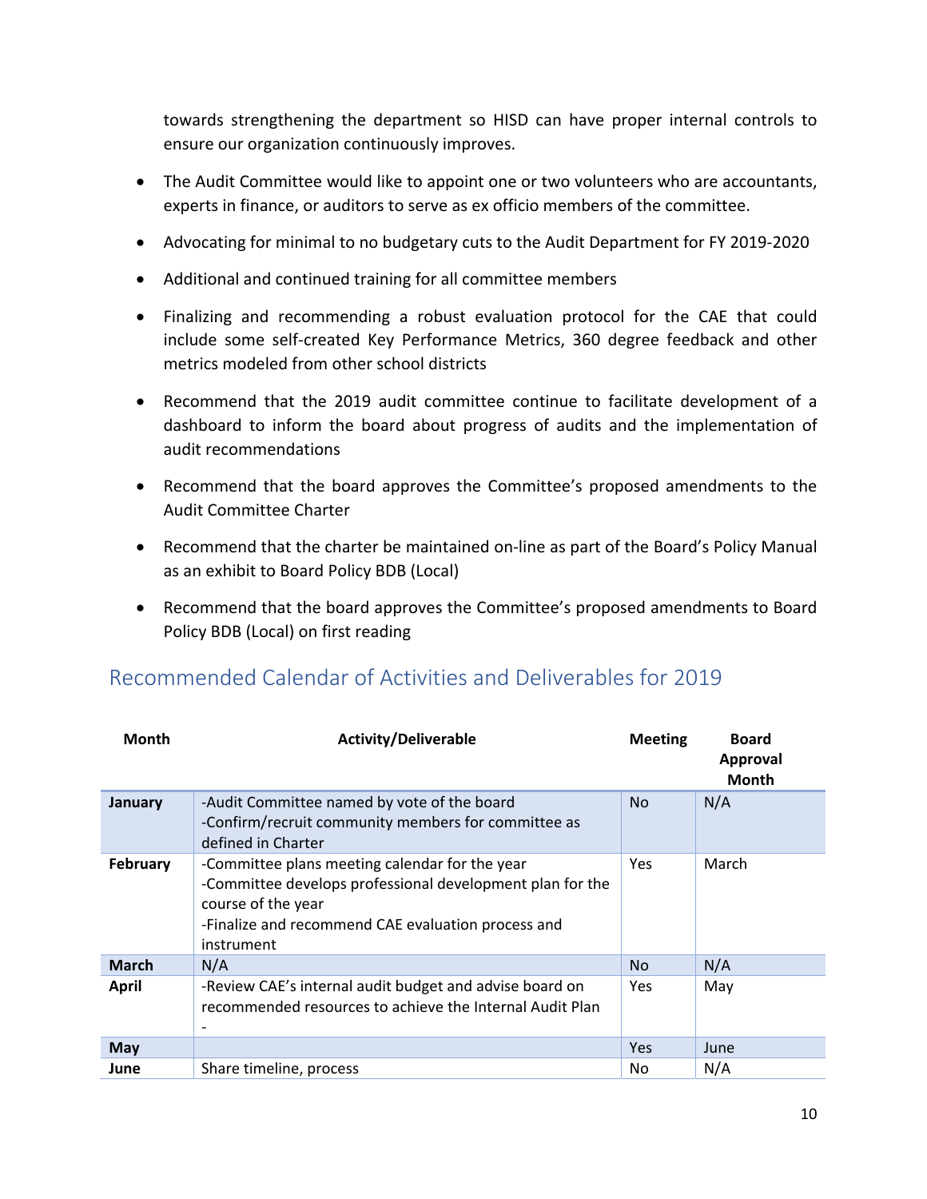towards strengthening the department so HISD can have proper internal controls to ensure our organization continuously improves.

- The Audit Committee would like to appoint one or two volunteers who are accountants, experts in finance, or auditors to serve as ex officio members of the committee.
- Advocating for minimal to no budgetary cuts to the Audit Department for FY 2019-2020
- Additional and continued training for all committee members
- Finalizing and recommending a robust evaluation protocol for the CAE that could include some self-created Key Performance Metrics, 360 degree feedback and other metrics modeled from other school districts
- Recommend that the 2019 audit committee continue to facilitate development of a dashboard to inform the board about progress of audits and the implementation of audit recommendations
- Recommend that the board approves the Committee's proposed amendments to the Audit Committee Charter
- Recommend that the charter be maintained on-line as part of the Board's Policy Manual as an exhibit to Board Policy BDB (Local)
- Recommend that the board approves the Committee's proposed amendments to Board Policy BDB (Local) on first reading

## Recommended Calendar of Activities and Deliverables for 2019

| Month | Activity/Deliverable | Meeting | Board Approval Month |
|---|---|---|---|
| **January** | -Audit Committee named by vote of the board<br>-Confirm/recruit community members for committee as defined in Charter | No | N/A |
| **February** | -Committee plans meeting calendar for the year<br>-Committee develops professional development plan for the course of the year<br>-Finalize and recommend CAE evaluation process and instrument | Yes | March |
| **March** | N/A | No | N/A |
| **April** | -Review CAE's internal audit budget and advise board on recommended resources to achieve the Internal Audit Plan<br>- | Yes | May |
| **May** | | Yes | June |
| **June** | Share timeline, process | No | N/A |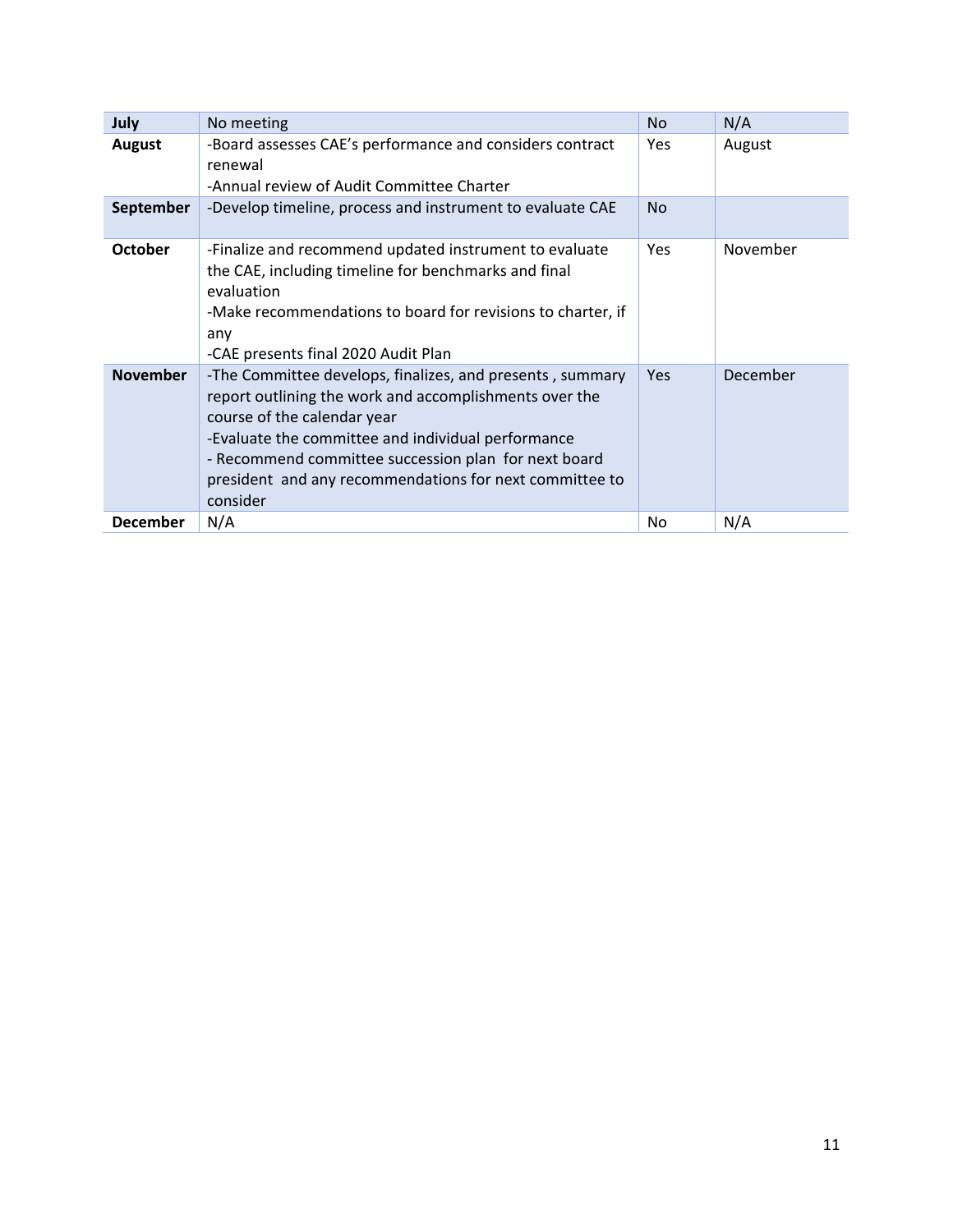| | | | |
|---|---|---|---|
| **July** | No meeting | No | N/A |
| **August** | -Board assesses CAE's performance and considers contract renewal<br>-Annual review of Audit Committee Charter | Yes | August |
| **September** | -Develop timeline, process and instrument to evaluate CAE | No | |
| **October** | -Finalize and recommend updated instrument to evaluate the CAE, including timeline for benchmarks and final evaluation<br>-Make recommendations to board for revisions to charter, if any<br>-CAE presents final 2020 Audit Plan | Yes | November |
| **November** | -The Committee develops, finalizes, and presents , summary report outlining the work and accomplishments over the course of the calendar year<br>-Evaluate the committee and individual performance<br>- Recommend committee succession plan for next board president and any recommendations for next committee to consider | Yes | December |
| **December** | N/A | No | N/A |